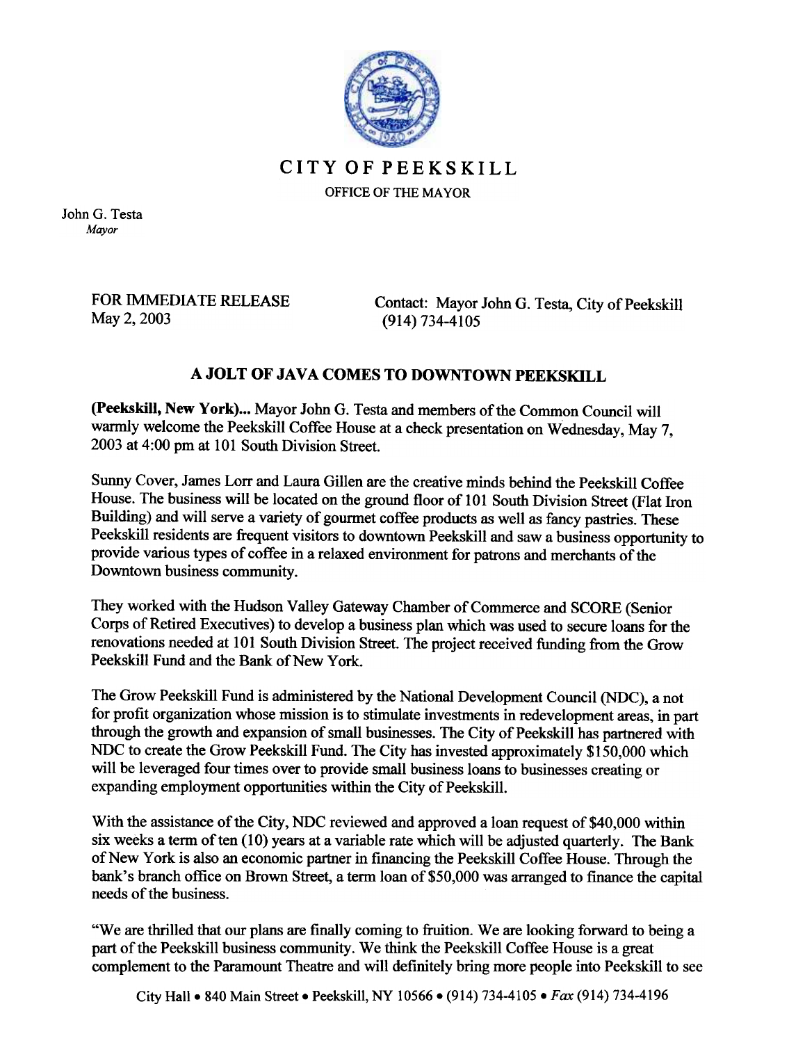# CITY OF PEEKSKILL

OFFICE OF THE MAYOR

John G. Testa
*Mayor*

FOR IMMEDIATE RELEASE
May 2, 2003

Contact: Mayor John G. Testa, City of Peekskill
(914) 734-4105

## A JOLT OF JAVA COMES TO DOWNTOWN PEEKSKILL

**(Peekskill, New York)...** Mayor John G. Testa and members of the Common Council will warmly welcome the Peekskill Coffee House at a check presentation on Wednesday, May 7, 2003 at 4:00 pm at 101 South Division Street.

Sunny Cover, James Lorr and Laura Gillen are the creative minds behind the Peekskill Coffee House. The business will be located on the ground floor of 101 South Division Street (Flat Iron Building) and will serve a variety of gourmet coffee products as well as fancy pastries. These Peekskill residents are frequent visitors to downtown Peekskill and saw a business opportunity to provide various types of coffee in a relaxed environment for patrons and merchants of the Downtown business community.

They worked with the Hudson Valley Gateway Chamber of Commerce and SCORE (Senior Corps of Retired Executives) to develop a business plan which was used to secure loans for the renovations needed at 101 South Division Street. The project received funding from the Grow Peekskill Fund and the Bank of New York.

The Grow Peekskill Fund is administered by the National Development Council (NDC), a not for profit organization whose mission is to stimulate investments in redevelopment areas, in part through the growth and expansion of small businesses. The City of Peekskill has partnered with NDC to create the Grow Peekskill Fund. The City has invested approximately $150,000 which will be leveraged four times over to provide small business loans to businesses creating or expanding employment opportunities within the City of Peekskill.

With the assistance of the City, NDC reviewed and approved a loan request of $40,000 within six weeks a term of ten (10) years at a variable rate which will be adjusted quarterly. The Bank of New York is also an economic partner in financing the Peekskill Coffee House. Through the bank's branch office on Brown Street, a term loan of $50,000 was arranged to finance the capital needs of the business.

"We are thrilled that our plans are finally coming to fruition. We are looking forward to being a part of the Peekskill business community. We think the Peekskill Coffee House is a great complement to the Paramount Theatre and will definitely bring more people into Peekskill to see

City Hall • 840 Main Street • Peekskill, NY 10566 • (914) 734-4105 • *Fax* (914) 734-4196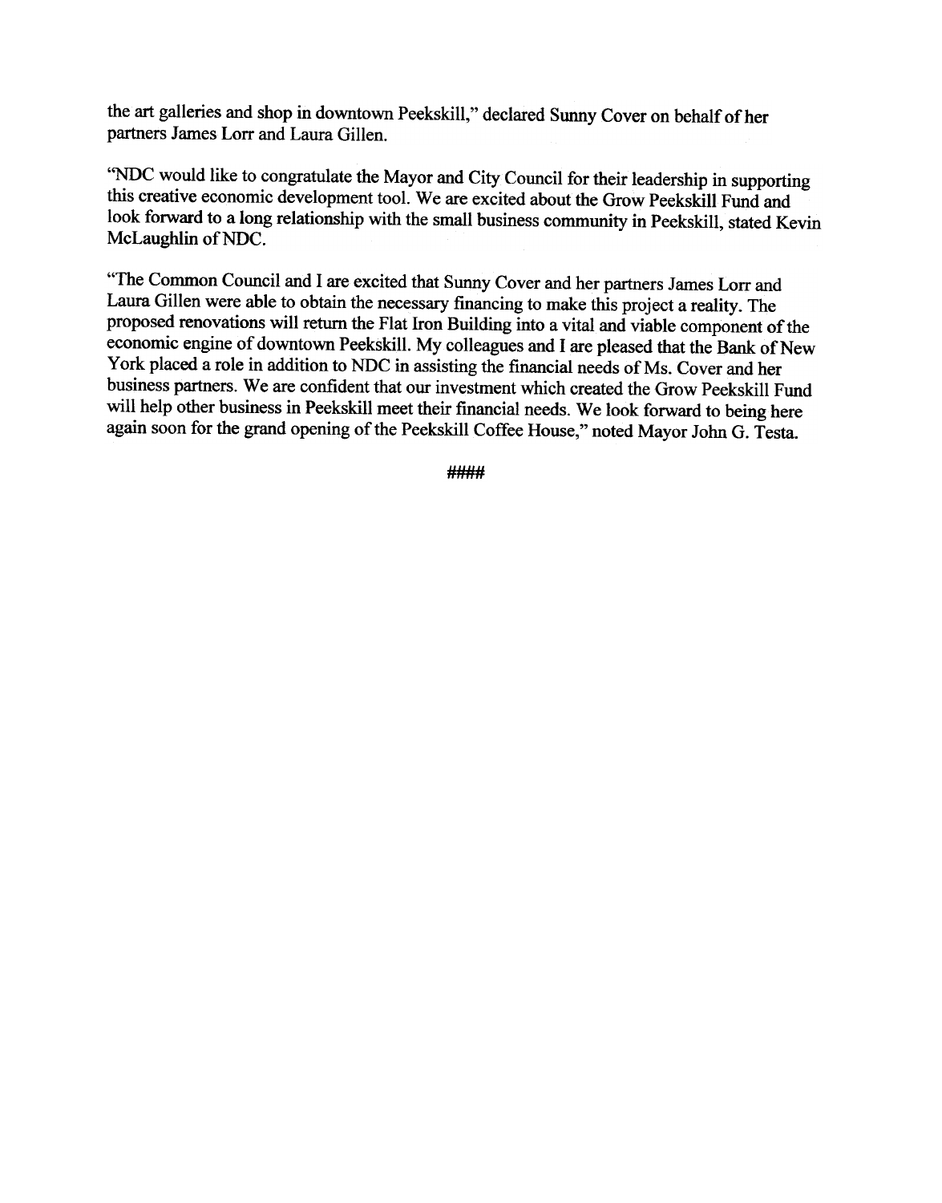the art galleries and shop in downtown Peekskill," declared Sunny Cover on behalf of her partners James Lorr and Laura Gillen.

"NDC would like to congratulate the Mayor and City Council for their leadership in supporting this creative economic development tool. We are excited about the Grow Peekskill Fund and look forward to a long relationship with the small business community in Peekskill, stated Kevin McLaughlin of NDC.

"The Common Council and I are excited that Sunny Cover and her partners James Lorr and Laura Gillen were able to obtain the necessary financing to make this project a reality. The proposed renovations will return the Flat Iron Building into a vital and viable component of the economic engine of downtown Peekskill. My colleagues and I are pleased that the Bank of New York placed a role in addition to NDC in assisting the financial needs of Ms. Cover and her business partners. We are confident that our investment which created the Grow Peekskill Fund will help other business in Peekskill meet their financial needs. We look forward to being here again soon for the grand opening of the Peekskill Coffee House," noted Mayor John G. Testa.

####